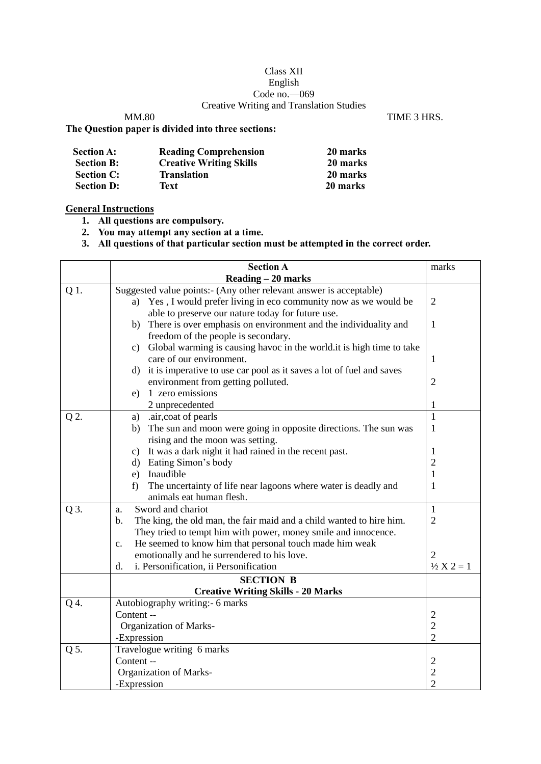Class XII

English

Code no.—069

Creative Writing and Translation Studies

MM.80 TIME 3 HRS.

**The Question paper is divided into three sections:**

| | | |
|---|---|---|
| **Section A:** | **Reading Comprehension** | **20 marks** |
| **Section B:** | **Creative Writing Skills** | **20 marks** |
| **Section C:** | **Translation** | **20 marks** |
| **Section D:** | **Text** | **20 marks** |

**General Instructions**

1. **All questions are compulsory.**
2. **You may attempt any section at a time.**
3. **All questions of that particular section must be attempted in the correct order.**

| | **Section A**<br>**Reading – 20 marks** | marks |
|---|---|---|
| Q 1. | Suggested value points:- (Any other relevant answer is acceptable)<br>a) Yes , I would prefer living in eco community now as we would be able to preserve our nature today for future use.<br>b) There is over emphasis on environment and the individuality and freedom of the people is secondary.<br>c) Global warming is causing havoc in the world.it is high time to take care of our environment.<br>d) it is imperative to use car pool as it saves a lot of fuel and saves environment from getting polluted.<br>e) 1 zero emissions<br>2 unprecedented | 2<br>1<br>1<br>2<br>1 |
| Q 2. | a) .air,coat of pearls<br>b) The sun and moon were going in opposite directions. The sun was rising and the moon was setting.<br>c) It was a dark night it had rained in the recent past.<br>d) Eating Simon's body<br>e) Inaudible<br>f) The uncertainty of life near lagoons where water is deadly and animals eat human flesh. | 1<br>1<br>1<br>2<br>1<br>1 |
| Q 3. | a. Sword and chariot<br>b. The king, the old man, the fair maid and a child wanted to hire him. They tried to tempt him with power, money smile and innocence.<br>c. He seemed to know him that personal touch made him weak emotionally and he surrendered to his love.<br>d. i. Personification, ii Personification | 1<br>2<br>2<br>½ X 2 = 1 |
| | **SECTION B**<br>**Creative Writing Skills - 20 Marks** | |
| Q 4. | Autobiography writing:- 6 marks<br>Content --<br>Organization of Marks-<br>-Expression | 2<br>2<br>2 |
| Q 5. | Travelogue writing 6 marks<br>Content --<br>Organization of Marks-<br>-Expression | 2<br>2<br>2 |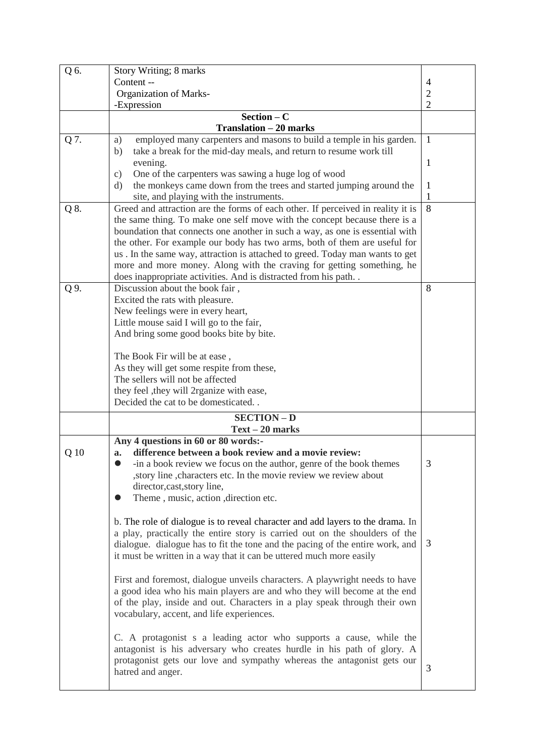| | | |
|---|---|---|
| Q 6. | Story Writing; 8 marks<br>Content --<br>Organization of Marks-<br>-Expression | <br>4<br>2<br>2 |
| | **Section – C**<br>**Translation – 20 marks** | |
| Q 7. | a) employed many carpenters and masons to build a temple in his garden.<br>b) take a break for the mid-day meals, and return to resume work till evening.<br>c) One of the carpenters was sawing a huge log of wood<br>d) the monkeys came down from the trees and started jumping around the site, and playing with the instruments. | 1<br><br>1<br><br>1<br>1 |
| Q 8. | Greed and attraction are the forms of each other. If perceived in reality it is the same thing. To make one self move with the concept because there is a boundation that connects one another in such a way, as one is essential with the other. For example our body has two arms, both of them are useful for us . In the same way, attraction is attached to greed. Today man wants to get more and more money. Along with the craving for getting something, he does inappropriate activities. And is distracted from his path. . | 8 |
| Q 9. | Discussion about the book fair ,<br>Excited the rats with pleasure.<br>New feelings were in every heart,<br>Little mouse said I will go to the fair,<br>And bring some good books bite by bite.<br><br>The Book Fir will be at ease ,<br>As they will get some respite from these,<br>The sellers will not be affected<br>they feel ,they will 2rganize with ease,<br>Decided the cat to be domesticated. . | 8 |
| | **SECTION – D**<br>**Text – 20 marks** | |
| Q 10 | **Any 4 questions in 60 or 80 words:-**<br>**a. difference between a book review and a movie review:**<br>● -in a book review we focus on the author, genre of the book themes ,story line ,characters etc. In the movie review we review about director,cast,story line,<br>● Theme , music, action ,direction etc.<br><br>b. The role of dialogue is to reveal character and add layers to the drama. In a play, practically the entire story is carried out on the shoulders of the dialogue. dialogue has to fit the tone and the pacing of the entire work, and it must be written in a way that it can be uttered much more easily<br><br>First and foremost, dialogue unveils characters. A playwright needs to have a good idea who his main players are and who they will become at the end of the play, inside and out. Characters in a play speak through their own vocabulary, accent, and life experiences.<br><br>C. A protagonist s a leading actor who supports a cause, while the antagonist is his adversary who creates hurdle in his path of glory. A protagonist gets our love and sympathy whereas the antagonist gets our hatred and anger. | <br><br>3<br><br><br><br><br>3<br><br><br><br><br><br>3 |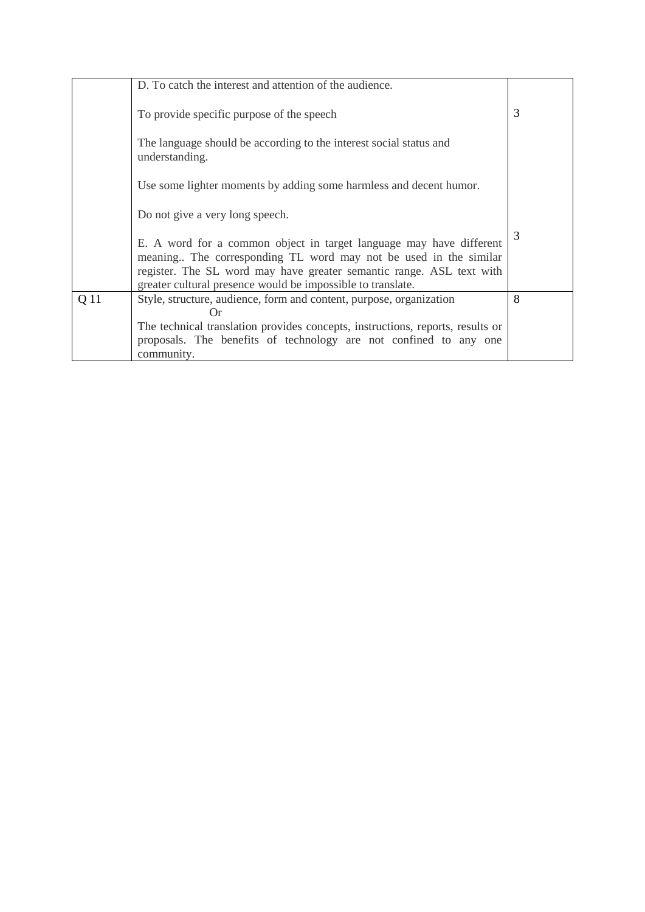| | | |
|---|---|---|
| | D. To catch the interest and attention of the audience.<br><br>To provide specific purpose of the speech<br><br>The language should be according to the interest social status and understanding.<br><br>Use some lighter moments by adding some harmless and decent humor.<br><br>Do not give a very long speech.<br><br>E. A word for a common object in target language may have different meaning.. The corresponding TL word may not be used in the similar register. The SL word may have greater semantic range. ASL text with greater cultural presence would be impossible to translate. | 3<br><br><br><br><br><br><br><br>3 |
| Q 11 | Style, structure, audience, form and content, purpose, organization<br>Or<br>The technical translation provides concepts, instructions, reports, results or proposals. The benefits of technology are not confined to any one community. | 8 |